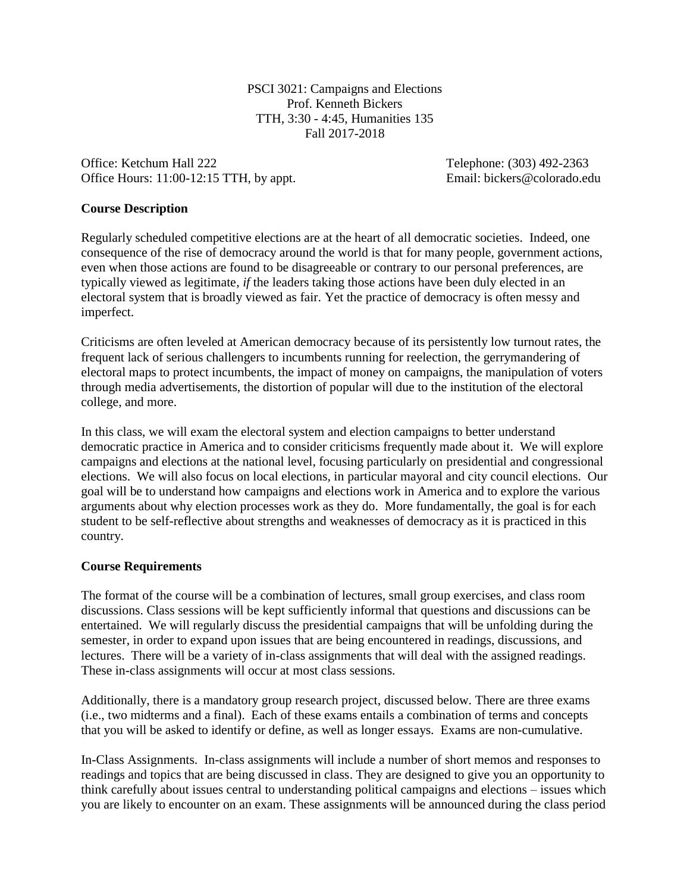PSCI 3021: Campaigns and Elections
Prof. Kenneth Bickers
TTH, 3:30 - 4:45, Humanities 135
Fall 2017-2018

Office: Ketchum Hall 222
Office Hours: 11:00-12:15 TTH, by appt.

Telephone: (303) 492-2363
Email: bickers@colorado.edu

**Course Description**

Regularly scheduled competitive elections are at the heart of all democratic societies. Indeed, one consequence of the rise of democracy around the world is that for many people, government actions, even when those actions are found to be disagreeable or contrary to our personal preferences, are typically viewed as legitimate, *if* the leaders taking those actions have been duly elected in an electoral system that is broadly viewed as fair. Yet the practice of democracy is often messy and imperfect.

Criticisms are often leveled at American democracy because of its persistently low turnout rates, the frequent lack of serious challengers to incumbents running for reelection, the gerrymandering of electoral maps to protect incumbents, the impact of money on campaigns, the manipulation of voters through media advertisements, the distortion of popular will due to the institution of the electoral college, and more.

In this class, we will exam the electoral system and election campaigns to better understand democratic practice in America and to consider criticisms frequently made about it. We will explore campaigns and elections at the national level, focusing particularly on presidential and congressional elections. We will also focus on local elections, in particular mayoral and city council elections. Our goal will be to understand how campaigns and elections work in America and to explore the various arguments about why election processes work as they do. More fundamentally, the goal is for each student to be self-reflective about strengths and weaknesses of democracy as it is practiced in this country.

**Course Requirements**

The format of the course will be a combination of lectures, small group exercises, and class room discussions. Class sessions will be kept sufficiently informal that questions and discussions can be entertained. We will regularly discuss the presidential campaigns that will be unfolding during the semester, in order to expand upon issues that are being encountered in readings, discussions, and lectures. There will be a variety of in-class assignments that will deal with the assigned readings. These in-class assignments will occur at most class sessions.

Additionally, there is a mandatory group research project, discussed below. There are three exams (i.e., two midterms and a final). Each of these exams entails a combination of terms and concepts that you will be asked to identify or define, as well as longer essays. Exams are non-cumulative.

In-Class Assignments. In-class assignments will include a number of short memos and responses to readings and topics that are being discussed in class. They are designed to give you an opportunity to think carefully about issues central to understanding political campaigns and elections – issues which you are likely to encounter on an exam. These assignments will be announced during the class period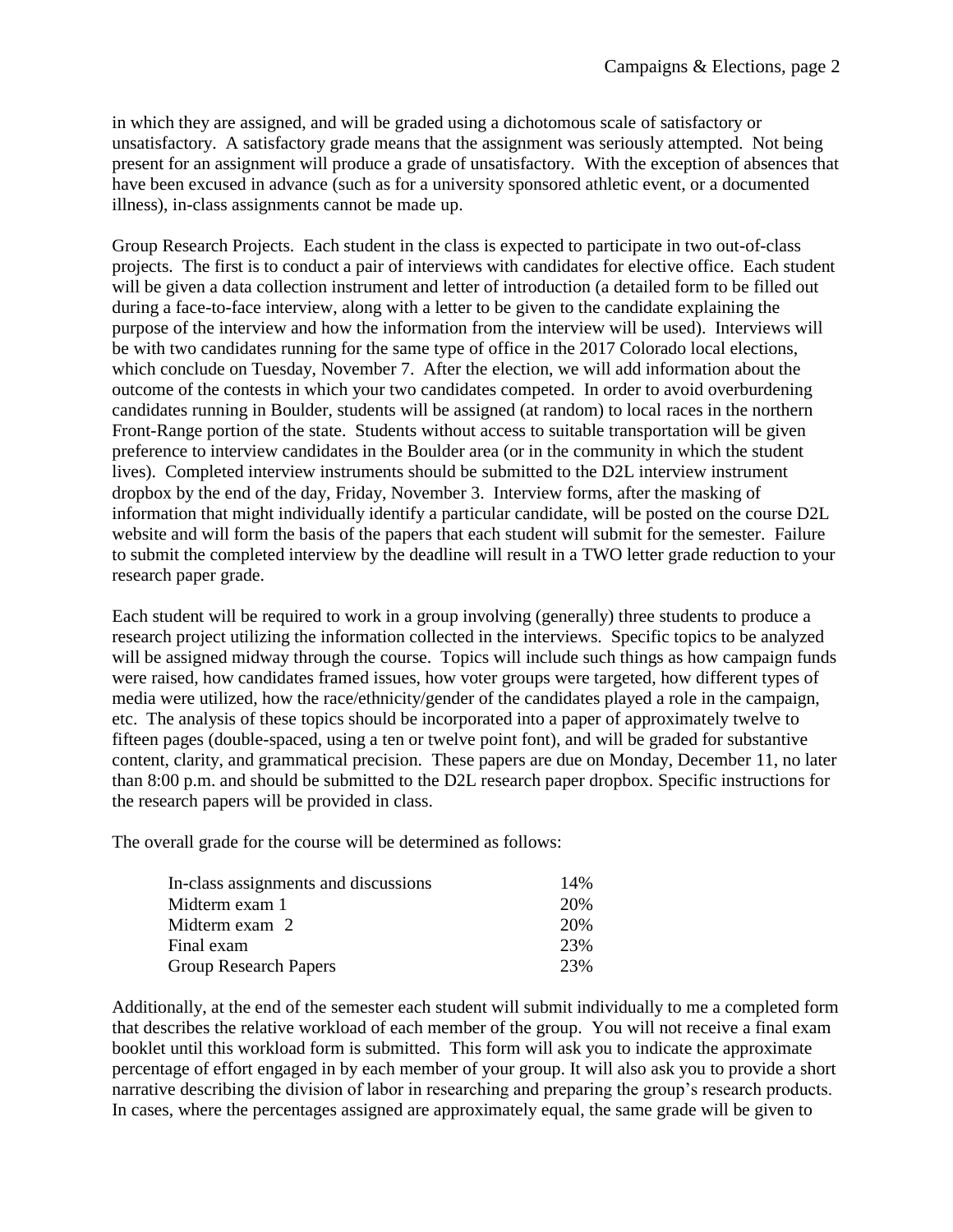in which they are assigned, and will be graded using a dichotomous scale of satisfactory or unsatisfactory. A satisfactory grade means that the assignment was seriously attempted. Not being present for an assignment will produce a grade of unsatisfactory. With the exception of absences that have been excused in advance (such as for a university sponsored athletic event, or a documented illness), in-class assignments cannot be made up.

Group Research Projects. Each student in the class is expected to participate in two out-of-class projects. The first is to conduct a pair of interviews with candidates for elective office. Each student will be given a data collection instrument and letter of introduction (a detailed form to be filled out during a face-to-face interview, along with a letter to be given to the candidate explaining the purpose of the interview and how the information from the interview will be used). Interviews will be with two candidates running for the same type of office in the 2017 Colorado local elections, which conclude on Tuesday, November 7. After the election, we will add information about the outcome of the contests in which your two candidates competed. In order to avoid overburdening candidates running in Boulder, students will be assigned (at random) to local races in the northern Front-Range portion of the state. Students without access to suitable transportation will be given preference to interview candidates in the Boulder area (or in the community in which the student lives). Completed interview instruments should be submitted to the D2L interview instrument dropbox by the end of the day, Friday, November 3. Interview forms, after the masking of information that might individually identify a particular candidate, will be posted on the course D2L website and will form the basis of the papers that each student will submit for the semester. Failure to submit the completed interview by the deadline will result in a TWO letter grade reduction to your research paper grade.

Each student will be required to work in a group involving (generally) three students to produce a research project utilizing the information collected in the interviews. Specific topics to be analyzed will be assigned midway through the course. Topics will include such things as how campaign funds were raised, how candidates framed issues, how voter groups were targeted, how different types of media were utilized, how the race/ethnicity/gender of the candidates played a role in the campaign, etc. The analysis of these topics should be incorporated into a paper of approximately twelve to fifteen pages (double-spaced, using a ten or twelve point font), and will be graded for substantive content, clarity, and grammatical precision. These papers are due on Monday, December 11, no later than 8:00 p.m. and should be submitted to the D2L research paper dropbox. Specific instructions for the research papers will be provided in class.

The overall grade for the course will be determined as follows:

| | |
|---|---|
| In-class assignments and discussions | 14% |
| Midterm exam 1 | 20% |
| Midterm exam 2 | 20% |
| Final exam | 23% |
| Group Research Papers | 23% |

Additionally, at the end of the semester each student will submit individually to me a completed form that describes the relative workload of each member of the group. You will not receive a final exam booklet until this workload form is submitted. This form will ask you to indicate the approximate percentage of effort engaged in by each member of your group. It will also ask you to provide a short narrative describing the division of labor in researching and preparing the group's research products. In cases, where the percentages assigned are approximately equal, the same grade will be given to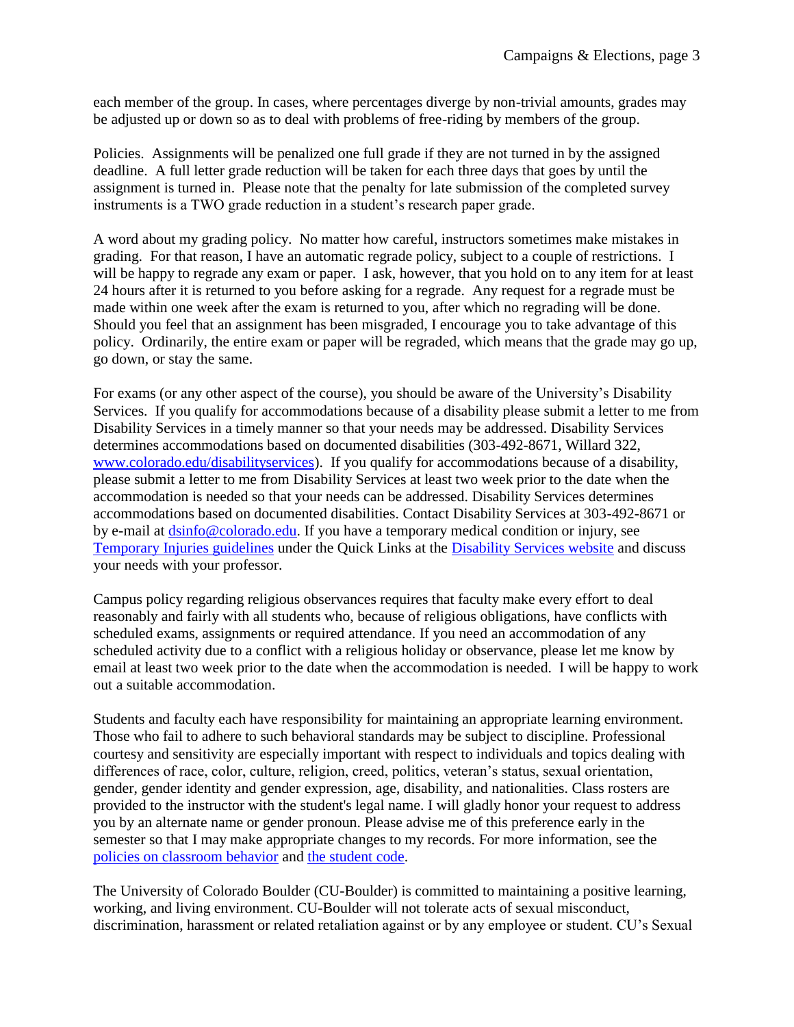each member of the group. In cases, where percentages diverge by non-trivial amounts, grades may be adjusted up or down so as to deal with problems of free-riding by members of the group.

Policies. Assignments will be penalized one full grade if they are not turned in by the assigned deadline. A full letter grade reduction will be taken for each three days that goes by until the assignment is turned in. Please note that the penalty for late submission of the completed survey instruments is a TWO grade reduction in a student's research paper grade.

A word about my grading policy. No matter how careful, instructors sometimes make mistakes in grading. For that reason, I have an automatic regrade policy, subject to a couple of restrictions. I will be happy to regrade any exam or paper. I ask, however, that you hold on to any item for at least 24 hours after it is returned to you before asking for a regrade. Any request for a regrade must be made within one week after the exam is returned to you, after which no regrading will be done. Should you feel that an assignment has been misgraded, I encourage you to take advantage of this policy. Ordinarily, the entire exam or paper will be regraded, which means that the grade may go up, go down, or stay the same.

For exams (or any other aspect of the course), you should be aware of the University's Disability Services. If you qualify for accommodations because of a disability please submit a letter to me from Disability Services in a timely manner so that your needs may be addressed. Disability Services determines accommodations based on documented disabilities (303-492-8671, Willard 322, [www.colorado.edu/disabilityservices](www.colorado.edu/disabilityservices)). If you qualify for accommodations because of a disability, please submit a letter to me from Disability Services at least two week prior to the date when the accommodation is needed so that your needs can be addressed. Disability Services determines accommodations based on documented disabilities. Contact Disability Services at 303-492-8671 or by e-mail at [dsinfo@colorado.edu](mailto:dsinfo@colorado.edu). If you have a temporary medical condition or injury, see Temporary Injuries guidelines under the Quick Links at the Disability Services website and discuss your needs with your professor.

Campus policy regarding religious observances requires that faculty make every effort to deal reasonably and fairly with all students who, because of religious obligations, have conflicts with scheduled exams, assignments or required attendance. If you need an accommodation of any scheduled activity due to a conflict with a religious holiday or observance, please let me know by email at least two week prior to the date when the accommodation is needed. I will be happy to work out a suitable accommodation.

Students and faculty each have responsibility for maintaining an appropriate learning environment. Those who fail to adhere to such behavioral standards may be subject to discipline. Professional courtesy and sensitivity are especially important with respect to individuals and topics dealing with differences of race, color, culture, religion, creed, politics, veteran's status, sexual orientation, gender, gender identity and gender expression, age, disability, and nationalities. Class rosters are provided to the instructor with the student's legal name. I will gladly honor your request to address you by an alternate name or gender pronoun. Please advise me of this preference early in the semester so that I may make appropriate changes to my records. For more information, see the policies on classroom behavior and the student code.

The University of Colorado Boulder (CU-Boulder) is committed to maintaining a positive learning, working, and living environment. CU-Boulder will not tolerate acts of sexual misconduct, discrimination, harassment or related retaliation against or by any employee or student. CU's Sexual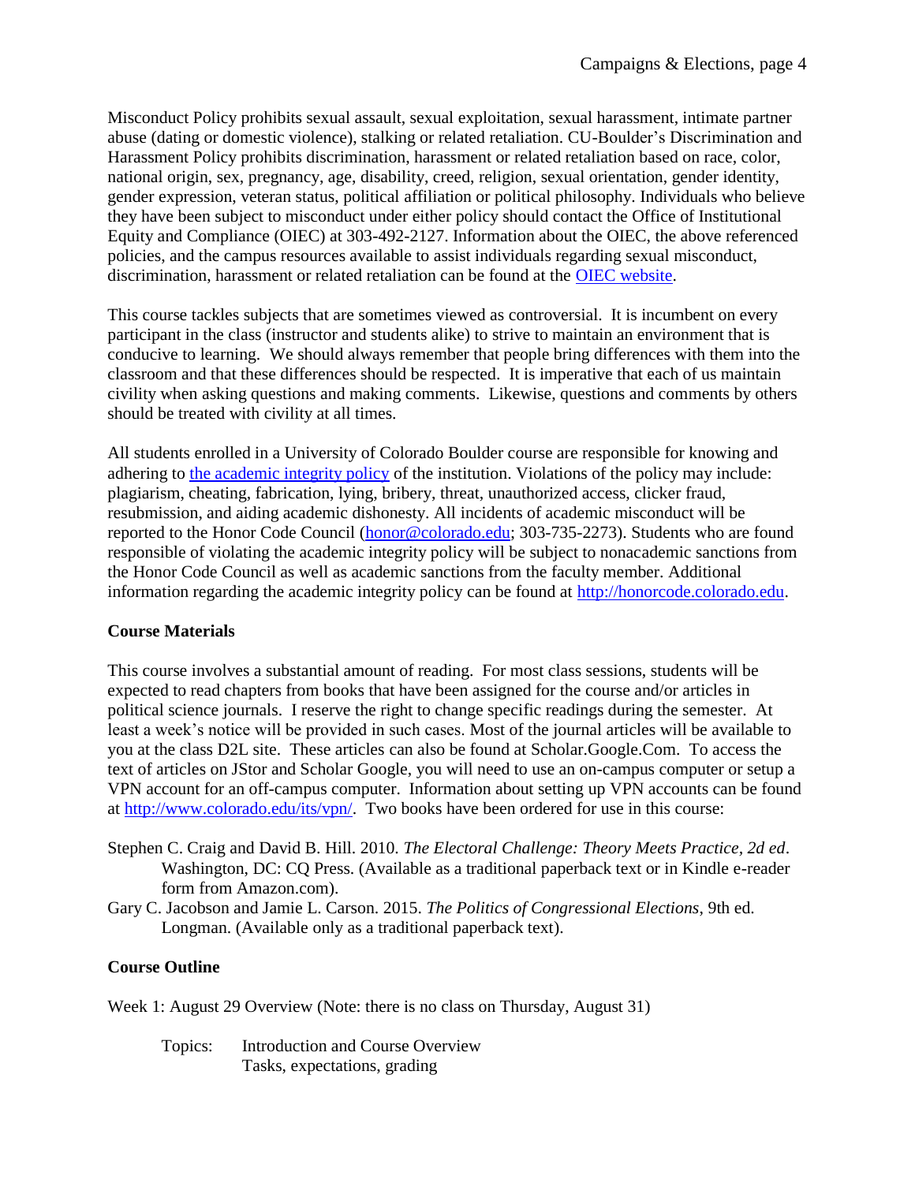Misconduct Policy prohibits sexual assault, sexual exploitation, sexual harassment, intimate partner abuse (dating or domestic violence), stalking or related retaliation. CU-Boulder's Discrimination and Harassment Policy prohibits discrimination, harassment or related retaliation based on race, color, national origin, sex, pregnancy, age, disability, creed, religion, sexual orientation, gender identity, gender expression, veteran status, political affiliation or political philosophy. Individuals who believe they have been subject to misconduct under either policy should contact the Office of Institutional Equity and Compliance (OIEC) at 303-492-2127. Information about the OIEC, the above referenced policies, and the campus resources available to assist individuals regarding sexual misconduct, discrimination, harassment or related retaliation can be found at the [OIEC website](OIEC website).

This course tackles subjects that are sometimes viewed as controversial. It is incumbent on every participant in the class (instructor and students alike) to strive to maintain an environment that is conducive to learning. We should always remember that people bring differences with them into the classroom and that these differences should be respected. It is imperative that each of us maintain civility when asking questions and making comments. Likewise, questions and comments by others should be treated with civility at all times.

All students enrolled in a University of Colorado Boulder course are responsible for knowing and adhering to [the academic integrity policy](the academic integrity policy) of the institution. Violations of the policy may include: plagiarism, cheating, fabrication, lying, bribery, threat, unauthorized access, clicker fraud, resubmission, and aiding academic dishonesty. All incidents of academic misconduct will be reported to the Honor Code Council (honor@colorado.edu; 303-735-2273). Students who are found responsible of violating the academic integrity policy will be subject to nonacademic sanctions from the Honor Code Council as well as academic sanctions from the faculty member. Additional information regarding the academic integrity policy can be found at http://honorcode.colorado.edu.

**Course Materials**

This course involves a substantial amount of reading. For most class sessions, students will be expected to read chapters from books that have been assigned for the course and/or articles in political science journals. I reserve the right to change specific readings during the semester. At least a week's notice will be provided in such cases. Most of the journal articles will be available to you at the class D2L site. These articles can also be found at Scholar.Google.Com. To access the text of articles on JStor and Scholar Google, you will need to use an on-campus computer or setup a VPN account for an off-campus computer. Information about setting up VPN accounts can be found at http://www.colorado.edu/its/vpn/. Two books have been ordered for use in this course:

Stephen C. Craig and David B. Hill. 2010. *The Electoral Challenge: Theory Meets Practice, 2d ed*. Washington, DC: CQ Press. (Available as a traditional paperback text or in Kindle e-reader form from Amazon.com).

Gary C. Jacobson and Jamie L. Carson. 2015. *The Politics of Congressional Elections*, 9th ed. Longman. (Available only as a traditional paperback text).

**Course Outline**

Week 1: August 29 Overview (Note: there is no class on Thursday, August 31)

Topics: Introduction and Course Overview
Tasks, expectations, grading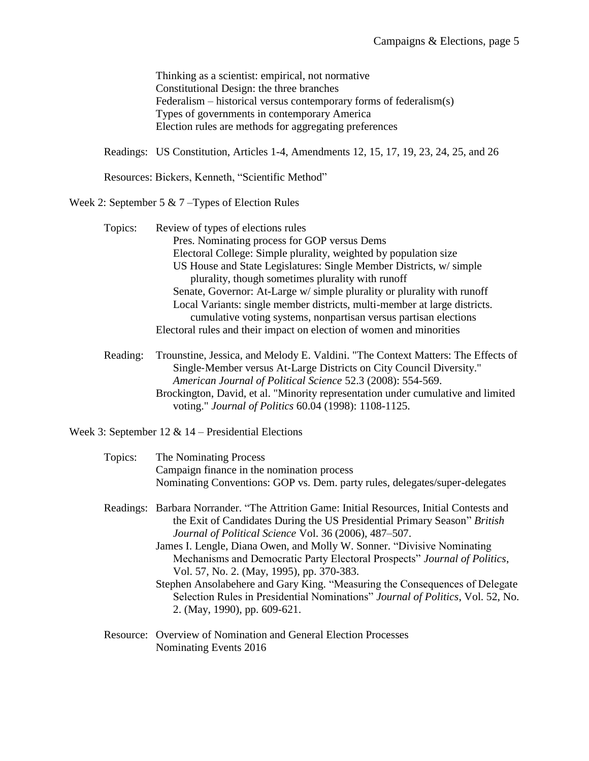Thinking as a scientist: empirical, not normative
Constitutional Design: the three branches
Federalism – historical versus contemporary forms of federalism(s)
Types of governments in contemporary America
Election rules are methods for aggregating preferences

Readings: US Constitution, Articles 1-4, Amendments 12, 15, 17, 19, 23, 24, 25, and 26

Resources: Bickers, Kenneth, "Scientific Method"

## Week 2: September 5 & 7 –Types of Election Rules

Topics: Review of types of elections rules
- Pres. Nominating process for GOP versus Dems
- Electoral College: Simple plurality, weighted by population size
- US House and State Legislatures: Single Member Districts, w/ simple plurality, though sometimes plurality with runoff
- Senate, Governor: At-Large w/ simple plurality or plurality with runoff
- Local Variants: single member districts, multi-member at large districts. cumulative voting systems, nonpartisan versus partisan elections

Electoral rules and their impact on election of women and minorities

Reading: Trounstine, Jessica, and Melody E. Valdini. "The Context Matters: The Effects of Single-Member versus At-Large Districts on City Council Diversity." *American Journal of Political Science* 52.3 (2008): 554-569.
Brockington, David, et al. "Minority representation under cumulative and limited voting." *Journal of Politics* 60.04 (1998): 1108-1125.

## Week 3: September 12 & 14 – Presidential Elections

Topics: The Nominating Process
Campaign finance in the nomination process
Nominating Conventions: GOP vs. Dem. party rules, delegates/super-delegates

Readings: Barbara Norrander. "The Attrition Game: Initial Resources, Initial Contests and the Exit of Candidates During the US Presidential Primary Season" *British Journal of Political Science* Vol. 36 (2006), 487–507.
James I. Lengle, Diana Owen, and Molly W. Sonner. "Divisive Nominating Mechanisms and Democratic Party Electoral Prospects" *Journal of Politics*, Vol. 57, No. 2. (May, 1995), pp. 370-383.
Stephen Ansolabehere and Gary King. "Measuring the Consequences of Delegate Selection Rules in Presidential Nominations" *Journal of Politics*, Vol. 52, No. 2. (May, 1990), pp. 609-621.

Resource: Overview of Nomination and General Election Processes
Nominating Events 2016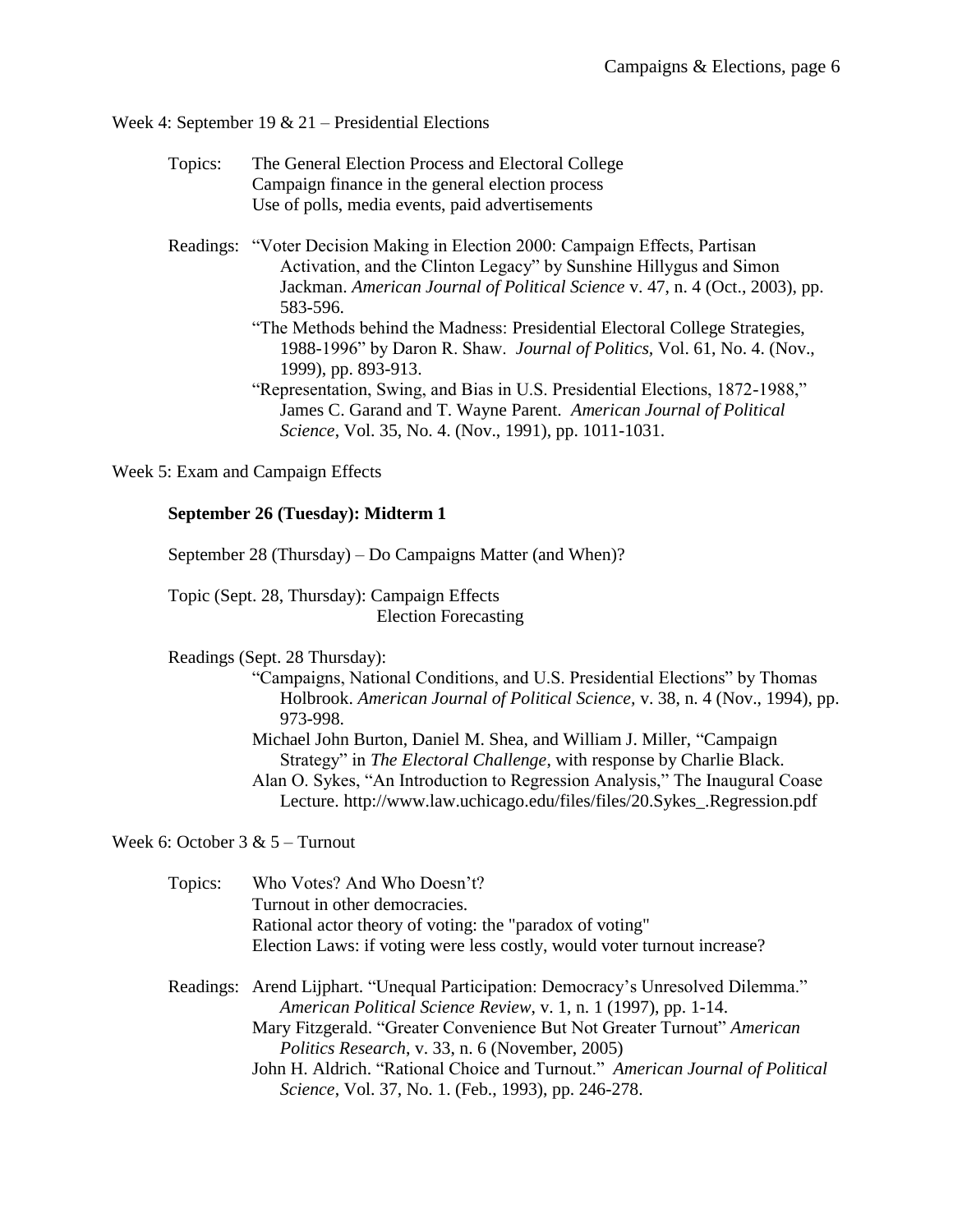Week 4: September 19 & 21 – Presidential Elections

Topics: The General Election Process and Electoral College
Campaign finance in the general election process
Use of polls, media events, paid advertisements

Readings: "Voter Decision Making in Election 2000: Campaign Effects, Partisan Activation, and the Clinton Legacy" by Sunshine Hillygus and Simon Jackman. *American Journal of Political Science* v. 47, n. 4 (Oct., 2003), pp. 583-596.

"The Methods behind the Madness: Presidential Electoral College Strategies, 1988-1996" by Daron R. Shaw. *Journal of Politics*, Vol. 61, No. 4. (Nov., 1999), pp. 893-913.

"Representation, Swing, and Bias in U.S. Presidential Elections, 1872-1988," James C. Garand and T. Wayne Parent. *American Journal of Political Science*, Vol. 35, No. 4. (Nov., 1991), pp. 1011-1031.

Week 5: Exam and Campaign Effects

**September 26 (Tuesday): Midterm 1**

September 28 (Thursday) – Do Campaigns Matter (and When)?

Topic (Sept. 28, Thursday): Campaign Effects
Election Forecasting

Readings (Sept. 28 Thursday):

"Campaigns, National Conditions, and U.S. Presidential Elections" by Thomas Holbrook. *American Journal of Political Science*, v. 38, n. 4 (Nov., 1994), pp. 973-998.

Michael John Burton, Daniel M. Shea, and William J. Miller, "Campaign Strategy" in *The Electoral Challenge*, with response by Charlie Black.

Alan O. Sykes, "An Introduction to Regression Analysis," The Inaugural Coase Lecture. http://www.law.uchicago.edu/files/files/20.Sykes_.Regression.pdf

Week 6: October 3 & 5 – Turnout

Topics: Who Votes? And Who Doesn't?
Turnout in other democracies.
Rational actor theory of voting: the "paradox of voting"
Election Laws: if voting were less costly, would voter turnout increase?

Readings: Arend Lijphart. "Unequal Participation: Democracy's Unresolved Dilemma." *American Political Science Review*, v. 1, n. 1 (1997), pp. 1-14.

Mary Fitzgerald. "Greater Convenience But Not Greater Turnout" *American Politics Research*, v. 33, n. 6 (November, 2005)

John H. Aldrich. "Rational Choice and Turnout." *American Journal of Political Science*, Vol. 37, No. 1. (Feb., 1993), pp. 246-278.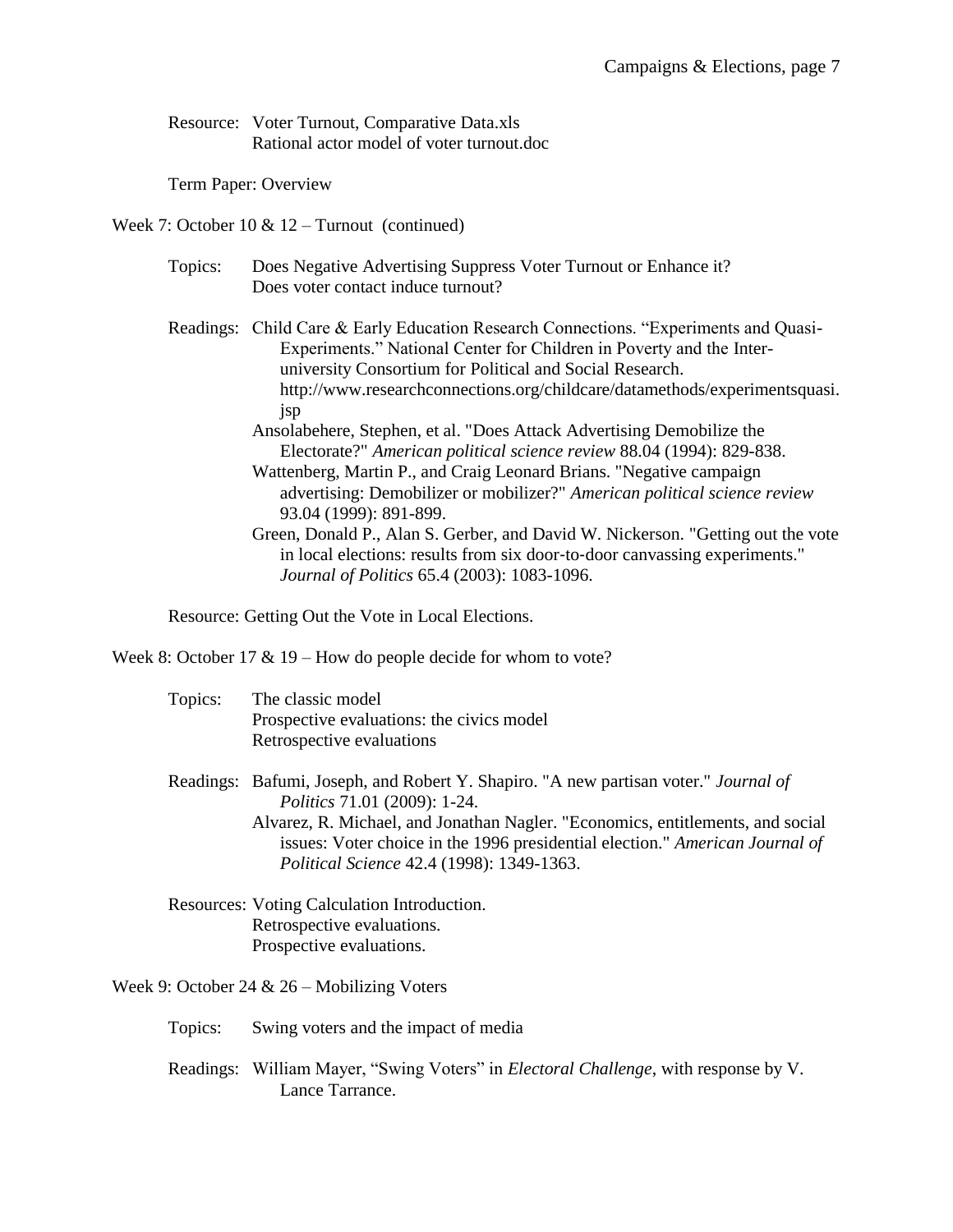Resource: Voter Turnout, Comparative Data.xls
Rational actor model of voter turnout.doc

Term Paper: Overview

Week 7: October 10 & 12 – Turnout (continued)

Topics: Does Negative Advertising Suppress Voter Turnout or Enhance it?
Does voter contact induce turnout?

Readings: Child Care & Early Education Research Connections. "Experiments and Quasi-Experiments." National Center for Children in Poverty and the Inter-university Consortium for Political and Social Research. http://www.researchconnections.org/childcare/datamethods/experimentsquasi.jsp

Ansolabehere, Stephen, et al. "Does Attack Advertising Demobilize the Electorate?" *American political science review* 88.04 (1994): 829-838.

Wattenberg, Martin P., and Craig Leonard Brians. "Negative campaign advertising: Demobilizer or mobilizer?" *American political science review* 93.04 (1999): 891-899.

Green, Donald P., Alan S. Gerber, and David W. Nickerson. "Getting out the vote in local elections: results from six door-to-door canvassing experiments." *Journal of Politics* 65.4 (2003): 1083-1096.

Resource: Getting Out the Vote in Local Elections.

Week 8: October 17 & 19 – How do people decide for whom to vote?

Topics: The classic model
Prospective evaluations: the civics model
Retrospective evaluations

Readings: Bafumi, Joseph, and Robert Y. Shapiro. "A new partisan voter." *Journal of Politics* 71.01 (2009): 1-24.

Alvarez, R. Michael, and Jonathan Nagler. "Economics, entitlements, and social issues: Voter choice in the 1996 presidential election." *American Journal of Political Science* 42.4 (1998): 1349-1363.

Resources: Voting Calculation Introduction.
Retrospective evaluations.
Prospective evaluations.

Week 9: October 24 & 26 – Mobilizing Voters

Topics: Swing voters and the impact of media

Readings: William Mayer, "Swing Voters" in *Electoral Challenge*, with response by V. Lance Tarrance.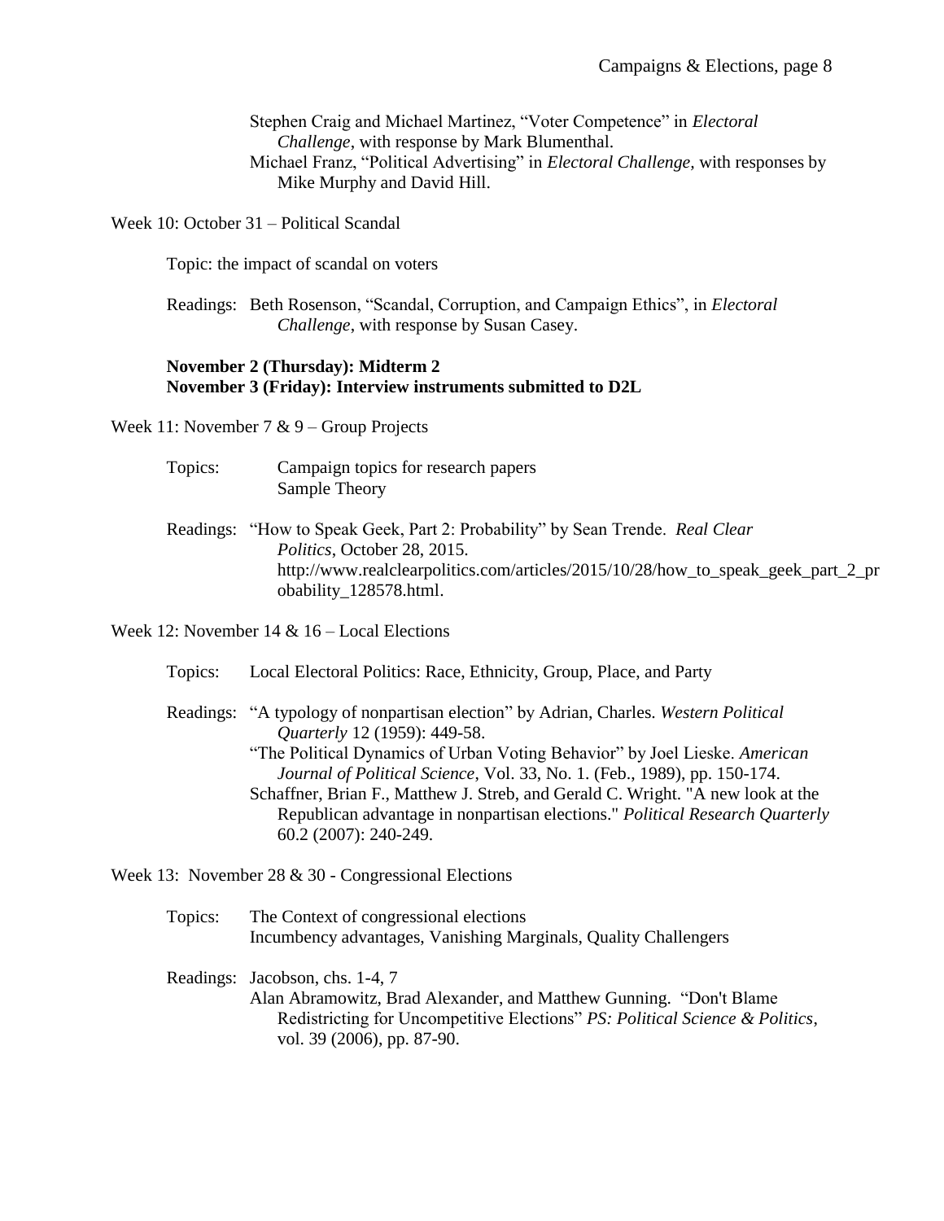Stephen Craig and Michael Martinez, "Voter Competence" in *Electoral Challenge*, with response by Mark Blumenthal.
Michael Franz, "Political Advertising" in *Electoral Challenge*, with responses by Mike Murphy and David Hill.

Week 10: October 31 – Political Scandal

Topic: the impact of scandal on voters

Readings: Beth Rosenson, "Scandal, Corruption, and Campaign Ethics", in *Electoral Challenge*, with response by Susan Casey.

**November 2 (Thursday): Midterm 2**
**November 3 (Friday): Interview instruments submitted to D2L**

Week 11: November 7 & 9 – Group Projects

Topics: Campaign topics for research papers
Sample Theory

Readings: "How to Speak Geek, Part 2: Probability" by Sean Trende. *Real Clear Politics*, October 28, 2015. http://www.realclearpolitics.com/articles/2015/10/28/how_to_speak_geek_part_2_probability_128578.html.

Week 12: November 14 & 16 – Local Elections

Topics: Local Electoral Politics: Race, Ethnicity, Group, Place, and Party

Readings: "A typology of nonpartisan election" by Adrian, Charles. *Western Political Quarterly* 12 (1959): 449-58.
"The Political Dynamics of Urban Voting Behavior" by Joel Lieske. *American Journal of Political Science*, Vol. 33, No. 1. (Feb., 1989), pp. 150-174.
Schaffner, Brian F., Matthew J. Streb, and Gerald C. Wright. "A new look at the Republican advantage in nonpartisan elections." *Political Research Quarterly* 60.2 (2007): 240-249.

Week 13: November 28 & 30 - Congressional Elections

Topics: The Context of congressional elections
Incumbency advantages, Vanishing Marginals, Quality Challengers

Readings: Jacobson, chs. 1-4, 7
Alan Abramowitz, Brad Alexander, and Matthew Gunning. "Don't Blame Redistricting for Uncompetitive Elections" *PS: Political Science & Politics*, vol. 39 (2006), pp. 87-90.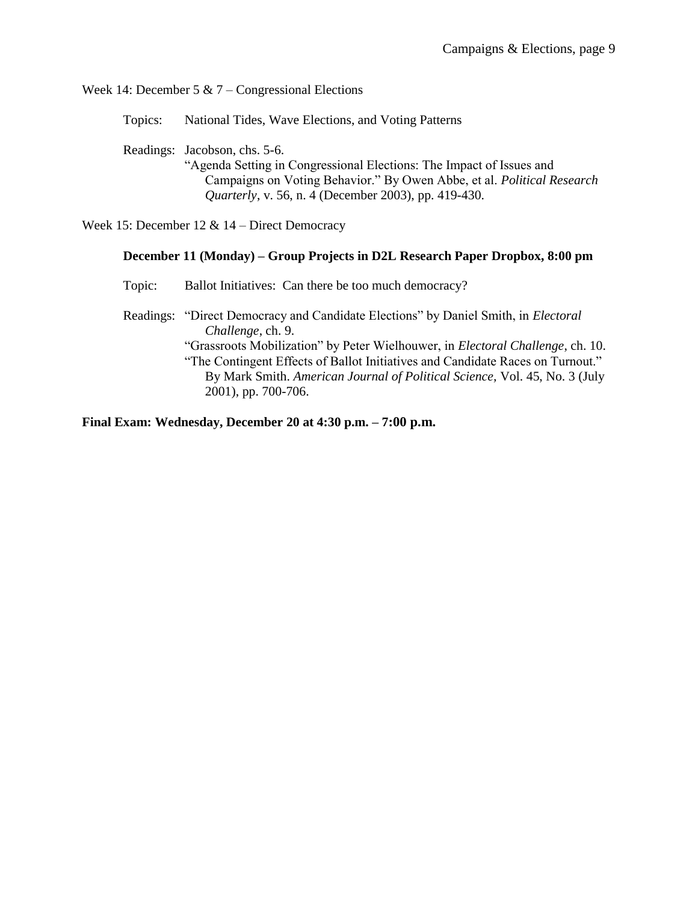Week 14: December 5 & 7 – Congressional Elections

Topics: National Tides, Wave Elections, and Voting Patterns

Readings: Jacobson, chs. 5-6.
"Agenda Setting in Congressional Elections: The Impact of Issues and Campaigns on Voting Behavior." By Owen Abbe, et al. *Political Research Quarterly*, v. 56, n. 4 (December 2003), pp. 419-430.

Week 15: December 12 & 14 – Direct Democracy

**December 11 (Monday) – Group Projects in D2L Research Paper Dropbox, 8:00 pm**

Topic: Ballot Initiatives: Can there be too much democracy?

Readings: "Direct Democracy and Candidate Elections" by Daniel Smith, in *Electoral Challenge*, ch. 9.
"Grassroots Mobilization" by Peter Wielhouwer, in *Electoral Challenge*, ch. 10.
"The Contingent Effects of Ballot Initiatives and Candidate Races on Turnout." By Mark Smith. *American Journal of Political Science*, Vol. 45, No. 3 (July 2001), pp. 700-706.

**Final Exam: Wednesday, December 20 at 4:30 p.m. – 7:00 p.m.**